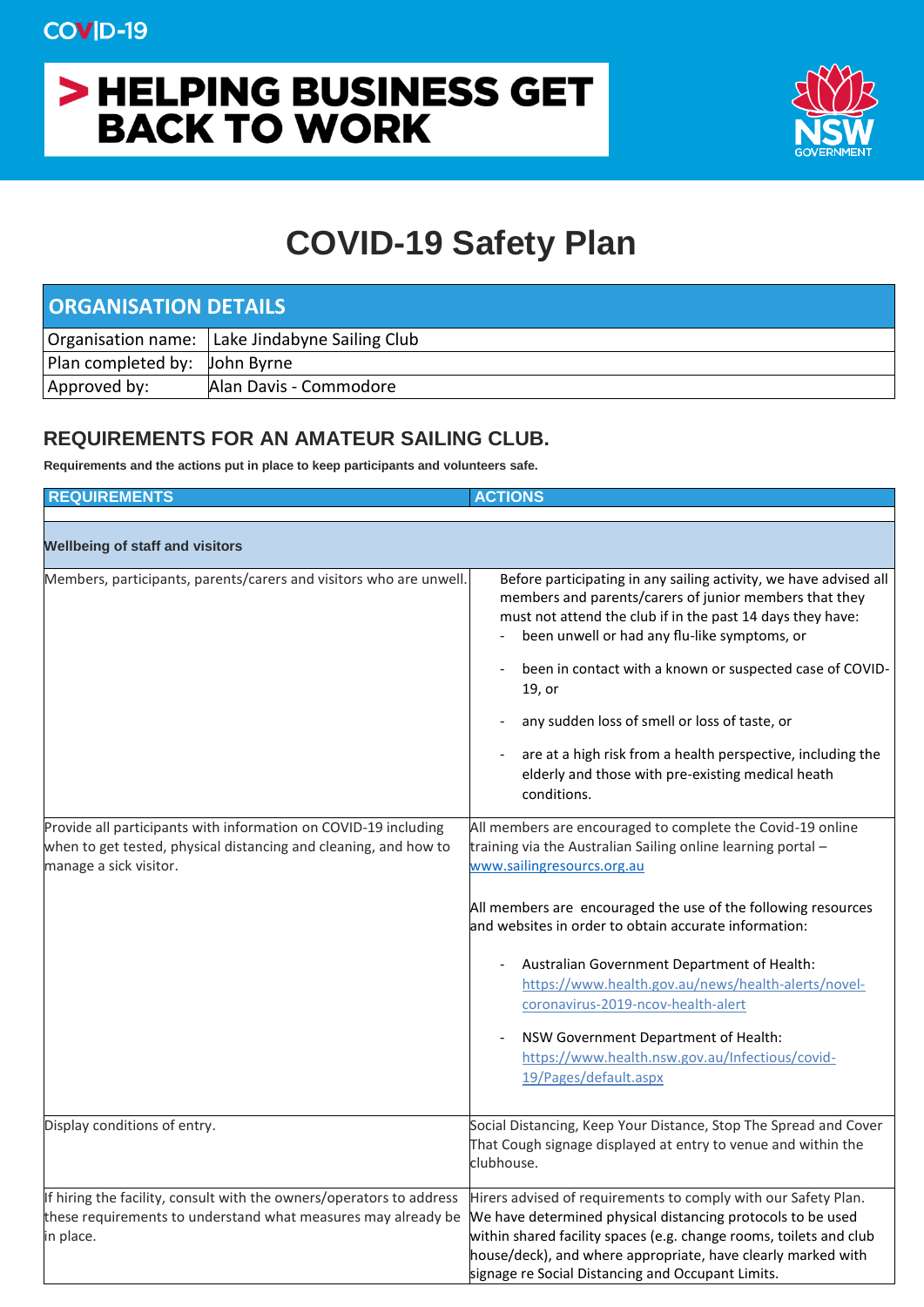COVID-19

# HELPING BUSINESS GET BACK TO WORK

NSW GOVERNMENT

# COVID-19 Safety Plan

| ORGANISATION DETAILS | |
|---|---|
| Organisation name: | Lake Jindabyne Sailing Club |
| Plan completed by: | John Byrne |
| Approved by: | Alan Davis - Commodore |

## REQUIREMENTS FOR AN AMATEUR SAILING CLUB.

**Requirements and the actions put in place to keep participants and volunteers safe.**

| REQUIREMENTS | ACTIONS |
|---|---|
| **Wellbeing of staff and visitors** | |
| Members, participants, parents/carers and visitors who are unwell. | Before participating in any sailing activity, we have advised all members and parents/carers of junior members that they must not attend the club if in the past 14 days they have:<br>- been unwell or had any flu-like symptoms, or<br>- been in contact with a known or suspected case of COVID-19, or<br>- any sudden loss of smell or loss of taste, or<br>- are at a high risk from a health perspective, including the elderly and those with pre-existing medical heath conditions. |
| Provide all participants with information on COVID-19 including when to get tested, physical distancing and cleaning, and how to manage a sick visitor. | All members are encouraged to complete the Covid-19 online training via the Australian Sailing online learning portal – www.sailingresourcs.org.au<br><br>All members are encouraged the use of the following resources and websites in order to obtain accurate information:<br>- Australian Government Department of Health: https://www.health.gov.au/news/health-alerts/novel-coronavirus-2019-ncov-health-alert<br>- NSW Government Department of Health: https://www.health.nsw.gov.au/Infectious/covid-19/Pages/default.aspx |
| Display conditions of entry. | Social Distancing, Keep Your Distance, Stop The Spread and Cover That Cough signage displayed at entry to venue and within the clubhouse. |
| If hiring the facility, consult with the owners/operators to address these requirements to understand what measures may already be in place. | Hirers advised of requirements to comply with our Safety Plan. We have determined physical distancing protocols to be used within shared facility spaces (e.g. change rooms, toilets and club house/deck), and where appropriate, have clearly marked with signage re Social Distancing and Occupant Limits. |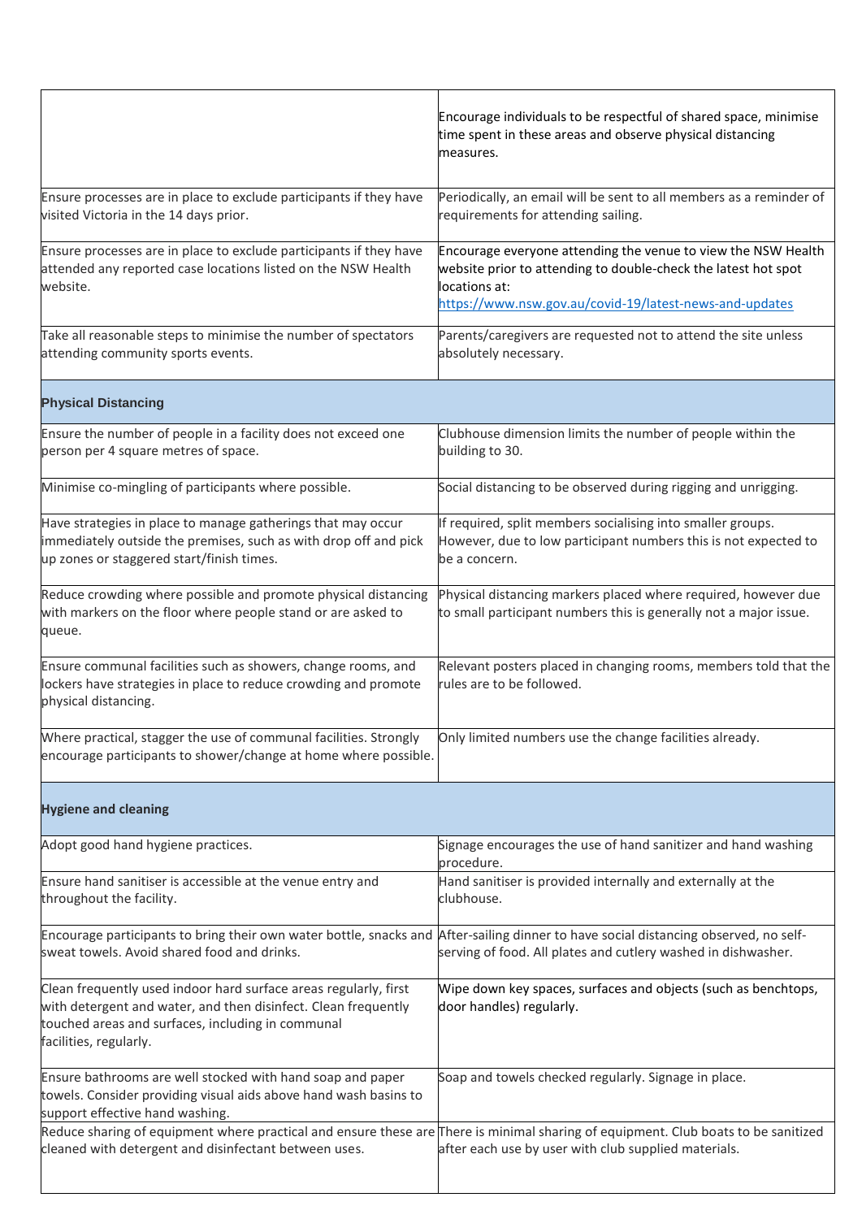| | |
|---|---|
| | Encourage individuals to be respectful of shared space, minimise time spent in these areas and observe physical distancing measures. |
| Ensure processes are in place to exclude participants if they have visited Victoria in the 14 days prior. | Periodically, an email will be sent to all members as a reminder of requirements for attending sailing. |
| Ensure processes are in place to exclude participants if they have attended any reported case locations listed on the NSW Health website. | Encourage everyone attending the venue to view the NSW Health website prior to attending to double-check the latest hot spot locations at: https://www.nsw.gov.au/covid-19/latest-news-and-updates |
| Take all reasonable steps to minimise the number of spectators attending community sports events. | Parents/caregivers are requested not to attend the site unless absolutely necessary. |
| **Physical Distancing** | |
| Ensure the number of people in a facility does not exceed one person per 4 square metres of space. | Clubhouse dimension limits the number of people within the building to 30. |
| Minimise co-mingling of participants where possible. | Social distancing to be observed during rigging and unrigging. |
| Have strategies in place to manage gatherings that may occur immediately outside the premises, such as with drop off and pick up zones or staggered start/finish times. | If required, split members socialising into smaller groups. However, due to low participant numbers this is not expected to be a concern. |
| Reduce crowding where possible and promote physical distancing with markers on the floor where people stand or are asked to queue. | Physical distancing markers placed where required, however due to small participant numbers this is generally not a major issue. |
| Ensure communal facilities such as showers, change rooms, and lockers have strategies in place to reduce crowding and promote physical distancing. | Relevant posters placed in changing rooms, members told that the rules are to be followed. |
| Where practical, stagger the use of communal facilities. Strongly encourage participants to shower/change at home where possible. | Only limited numbers use the change facilities already. |
| **Hygiene and cleaning** | |
| Adopt good hand hygiene practices. | Signage encourages the use of hand sanitizer and hand washing procedure. |
| Ensure hand sanitiser is accessible at the venue entry and throughout the facility. | Hand sanitiser is provided internally and externally at the clubhouse. |
| Encourage participants to bring their own water bottle, snacks and sweat towels. Avoid shared food and drinks. | After-sailing dinner to have social distancing observed, no self-serving of food. All plates and cutlery washed in dishwasher. |
| Clean frequently used indoor hard surface areas regularly, first with detergent and water, and then disinfect. Clean frequently touched areas and surfaces, including in communal facilities, regularly. | Wipe down key spaces, surfaces and objects (such as benchtops, door handles) regularly. |
| Ensure bathrooms are well stocked with hand soap and paper towels. Consider providing visual aids above hand wash basins to support effective hand washing. | Soap and towels checked regularly. Signage in place. |
| Reduce sharing of equipment where practical and ensure these are cleaned with detergent and disinfectant between uses. | There is minimal sharing of equipment. Club boats to be sanitized after each use by user with club supplied materials. |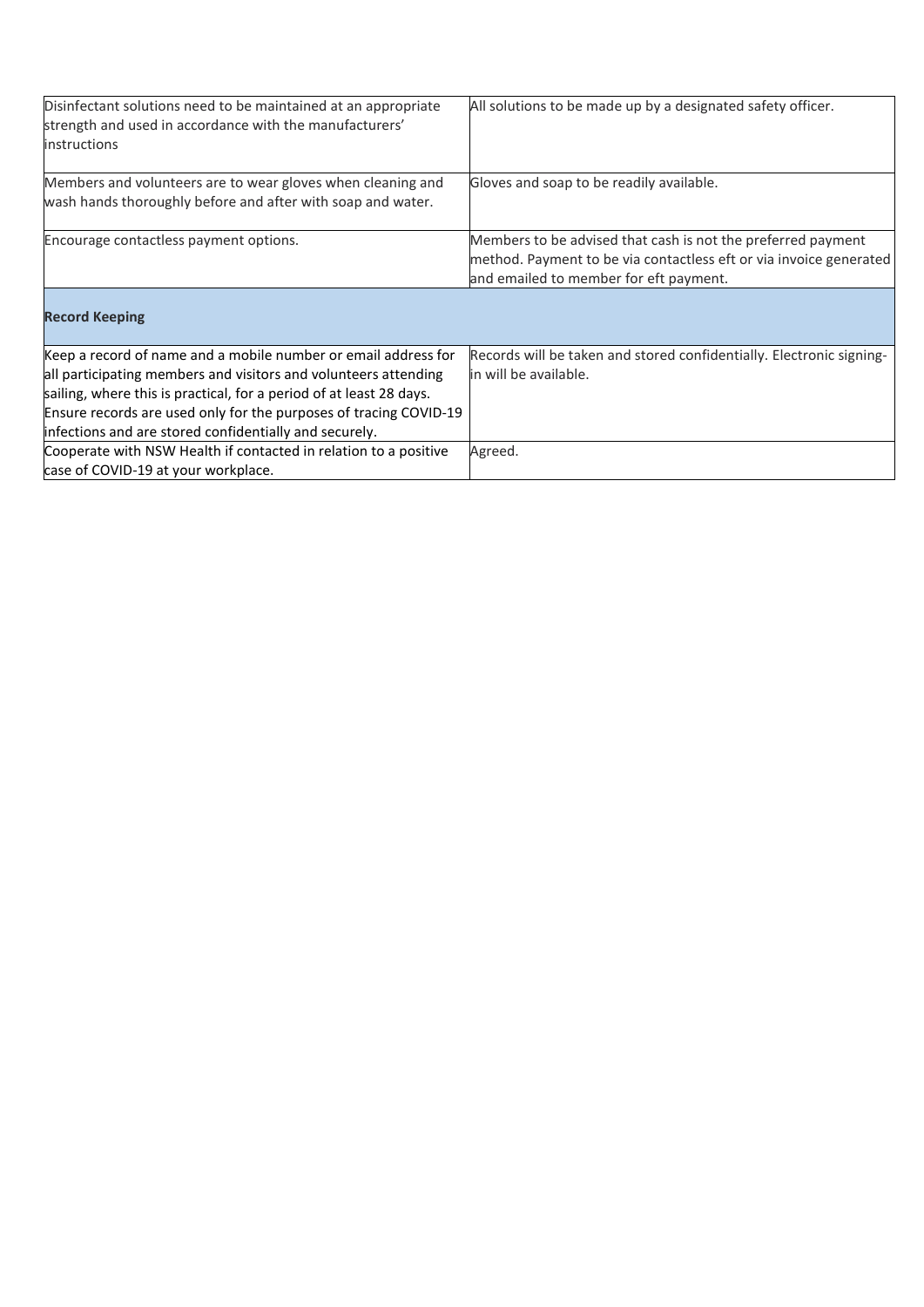| | |
|---|---|
| Disinfectant solutions need to be maintained at an appropriate strength and used in accordance with the manufacturers' instructions | All solutions to be made up by a designated safety officer. |
| Members and volunteers are to wear gloves when cleaning and wash hands thoroughly before and after with soap and water. | Gloves and soap to be readily available. |
| Encourage contactless payment options. | Members to be advised that cash is not the preferred payment method. Payment to be via contactless eft or via invoice generated and emailed to member for eft payment. |
| **Record Keeping** | |
| Keep a record of name and a mobile number or email address for all participating members and visitors and volunteers attending sailing, where this is practical, for a period of at least 28 days. Ensure records are used only for the purposes of tracing COVID-19 infections and are stored confidentially and securely. | Records will be taken and stored confidentially. Electronic signing-in will be available. |
| Cooperate with NSW Health if contacted in relation to a positive case of COVID-19 at your workplace. | Agreed. |